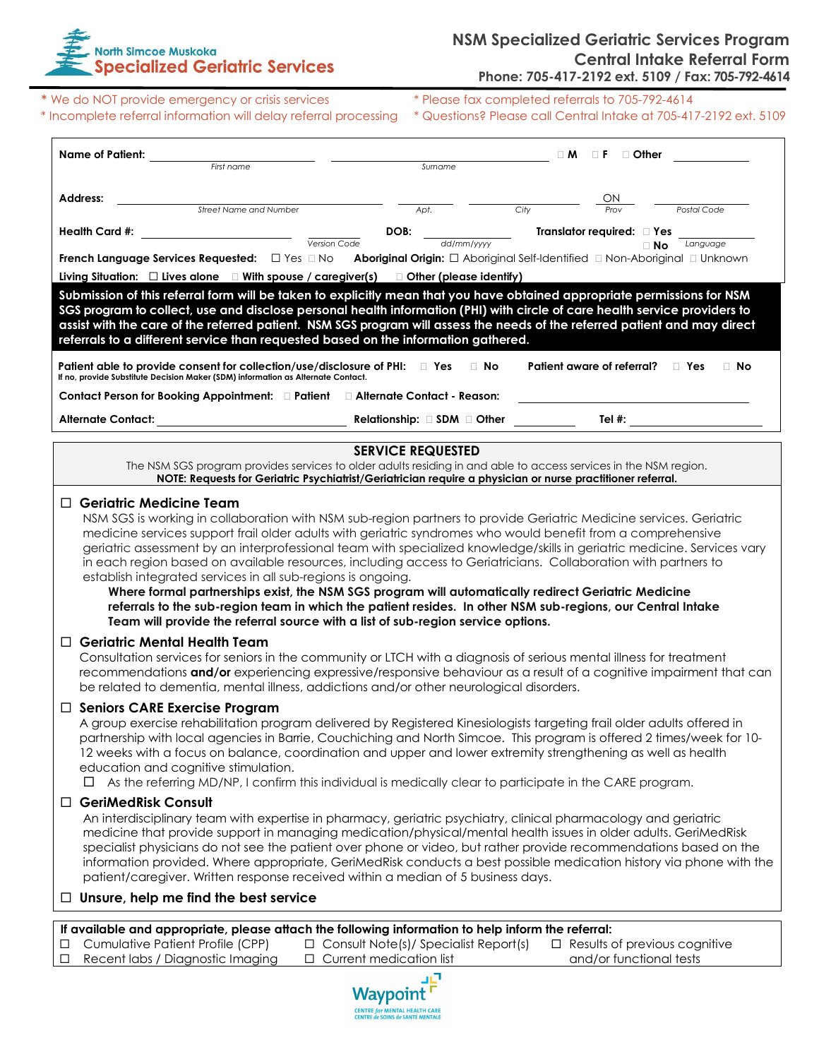North Simcoe Muskoka **Specialized Geriatric Services**

# NSM Specialized Geriatric Services Program
## Central Intake Referral Form
**Phone: 705-417-2192 ext. 5109 / Fax: 705-792-4614**

\* We do NOT provide emergency or crisis services
\* Incomplete referral information will delay referral processing
\* Please fax completed referrals to 705-792-4614
\* Questions? Please call Central Intake at 705-417-2192 ext. 5109

**Name of Patient:** ____________________ (First name) ____________________ (Surname) ☐ **M** ☐ **F** ☐ **Other** __________

**Address:** ____________________ (Street Name and Number) ______ (Apt.) __________ (City) ON (Prov) __________ (Postal Code)

**Health Card #:** ____________________ ______ (Version Code) **DOB:** __________ (dd/mm/yyyy) **Translator required:** ☐ **Yes** ☐ **No** __________ (Language)

**French Language Services Requested:** ☐ Yes ☐ No **Aboriginal Origin:** ☐ Aboriginal Self-Identified ☐ Non-Aboriginal ☐ Unknown

**Living Situation:** ☐ **Lives alone** ☐ **With spouse / caregiver(s)** ☐ **Other (please identify)**

**Submission of this referral form will be taken to explicitly mean that you have obtained appropriate permissions for NSM SGS program to collect, use and disclose personal health information (PHI) with circle of care health service providers to assist with the care of the referred patient. NSM SGS program will assess the needs of the referred patient and may direct referrals to a different service than requested based on the information gathered.**

**Patient able to provide consent for collection/use/disclosure of PHI:** ☐ **Yes** ☐ **No** **Patient aware of referral?** ☐ **Yes** ☐ **No**
**If no, provide Substitute Decision Maker (SDM) information as Alternate Contact.**

**Contact Person for Booking Appointment:** ☐ **Patient** ☐ **Alternate Contact - Reason:** ____________________

**Alternate Contact:** ____________________ **Relationship:** ☐ **SDM** ☐ **Other** __________ **Tel #:** ____________________

## SERVICE REQUESTED

The NSM SGS program provides services to older adults residing in and able to access services in the NSM region.
**NOTE: Requests for Geriatric Psychiatrist/Geriatrician require a physician or nurse practitioner referral.**

### ☐ Geriatric Medicine Team

NSM SGS is working in collaboration with NSM sub-region partners to provide Geriatric Medicine services. Geriatric medicine services support frail older adults with geriatric syndromes who would benefit from a comprehensive geriatric assessment by an interprofessional team with specialized knowledge/skills in geriatric medicine. Services vary in each region based on available resources, including access to Geriatricians. Collaboration with partners to establish integrated services in all sub-regions is ongoing.

**Where formal partnerships exist, the NSM SGS program will automatically redirect Geriatric Medicine referrals to the sub-region team in which the patient resides. In other NSM sub-regions, our Central Intake Team will provide the referral source with a list of sub-region service options.**

### ☐ Geriatric Mental Health Team

Consultation services for seniors in the community or LTCH with a diagnosis of serious mental illness for treatment recommendations **and/or** experiencing expressive/responsive behaviour as a result of a cognitive impairment that can be related to dementia, mental illness, addictions and/or other neurological disorders.

### ☐ Seniors CARE Exercise Program

A group exercise rehabilitation program delivered by Registered Kinesiologists targeting frail older adults offered in partnership with local agencies in Barrie, Couchiching and North Simcoe. This program is offered 2 times/week for 10-12 weeks with a focus on balance, coordination and upper and lower extremity strengthening as well as health education and cognitive stimulation.

☐ As the referring MD/NP, I confirm this individual is medically clear to participate in the CARE program.

### ☐ GeriMedRisk Consult

An interdisciplinary team with expertise in pharmacy, geriatric psychiatry, clinical pharmacology and geriatric medicine that provide support in managing medication/physical/mental health issues in older adults. GeriMedRisk specialist physicians do not see the patient over phone or video, but rather provide recommendations based on the information provided. Where appropriate, GeriMedRisk conducts a best possible medication history via phone with the patient/caregiver. Written response received within a median of 5 business days.

### ☐ Unsure, help me find the best service

**If available and appropriate, please attach the following information to help inform the referral:**

- ☐ Cumulative Patient Profile (CPP)
- ☐ Recent labs / Diagnostic Imaging
- ☐ Consult Note(s)/ Specialist Report(s)
- ☐ Current medication list
- ☐ Results of previous cognitive and/or functional tests

Waypoint CENTRE *for* MENTAL HEALTH CARE / CENTRE *de* SOINS *de* SANTÉ MENTALE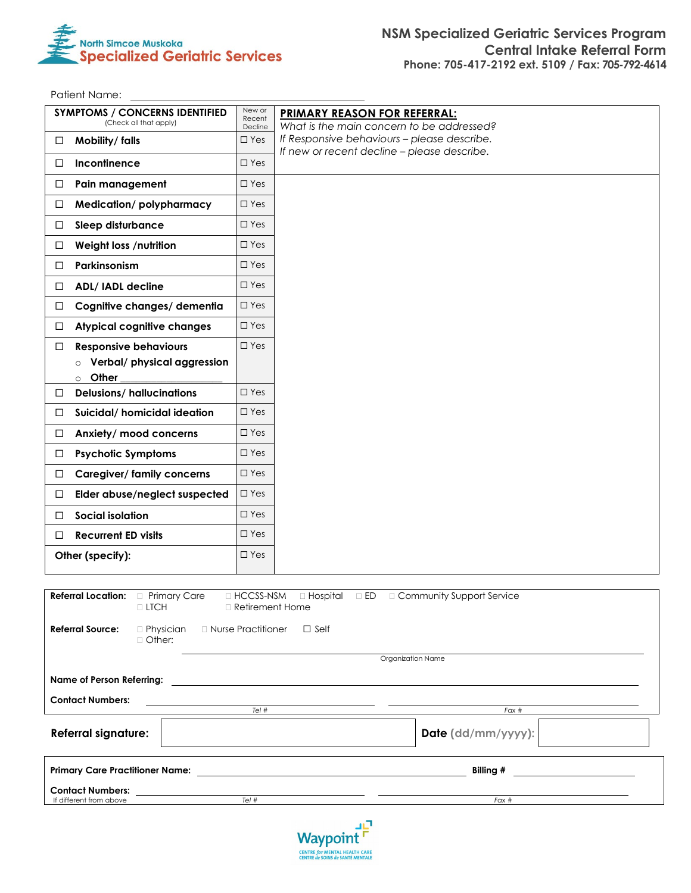North Simcoe Muskoka
**Specialized Geriatric Services**

# NSM Specialized Geriatric Services Program
## Central Intake Referral Form
**Phone: 705-417-2192 ext. 5109 / Fax: 705-792-4614**

Patient Name: ______________________________

| SYMPTOMS / CONCERNS IDENTIFIED (Check all that apply) | New or Recent Decline | PRIMARY REASON FOR REFERRAL: *What is the main concern to be addressed? If Responsive behaviours – please describe. If new or recent decline – please describe.* |
|---|---|---|
| ☐ **Mobility/ falls** | ☐ Yes | |
| ☐ **Incontinence** | ☐ Yes | |
| ☐ **Pain management** | ☐ Yes | |
| ☐ **Medication/ polypharmacy** | ☐ Yes | |
| ☐ **Sleep disturbance** | ☐ Yes | |
| ☐ **Weight loss /nutrition** | ☐ Yes | |
| ☐ **Parkinsonism** | ☐ Yes | |
| ☐ **ADL/ IADL decline** | ☐ Yes | |
| ☐ **Cognitive changes/ dementia** | ☐ Yes | |
| ☐ **Atypical cognitive changes** | ☐ Yes | |
| ☐ **Responsive behaviours** ○ **Verbal/ physical aggression** ○ **Other** ________________ | ☐ Yes | |
| ☐ **Delusions/ hallucinations** | ☐ Yes | |
| ☐ **Suicidal/ homicidal ideation** | ☐ Yes | |
| ☐ **Anxiety/ mood concerns** | ☐ Yes | |
| ☐ **Psychotic Symptoms** | ☐ Yes | |
| ☐ **Caregiver/ family concerns** | ☐ Yes | |
| ☐ **Elder abuse/neglect suspected** | ☐ Yes | |
| ☐ **Social isolation** | ☐ Yes | |
| ☐ **Recurrent ED visits** | ☐ Yes | |
| **Other (specify):** | ☐ Yes | |

**Referral Location:** ☐ Primary Care ☐ HCCSS-NSM ☐ Hospital ☐ ED ☐ Community Support Service ☐ LTCH ☐ Retirement Home

**Referral Source:** ☐ Physician ☐ Nurse Practitioner ☐ Self ☐ Other:

______________________________
Organization Name

**Name of Person Referring:** ______________________________

**Contact Numbers:** ______________________ Tel # ______________________ Fax #

**Referral signature:** ______________________ **Date (dd/mm/yyyy):** ______________

**Primary Care Practitioner Name:** ______________________________ **Billing #** ______________

**Contact Numbers:** (If different from above) ______________________ Tel # ______________________ Fax #

Waypoint
CENTRE *for* MENTAL HEALTH CARE
CENTRE *de* SOINS *de* SANTÉ MENTALE